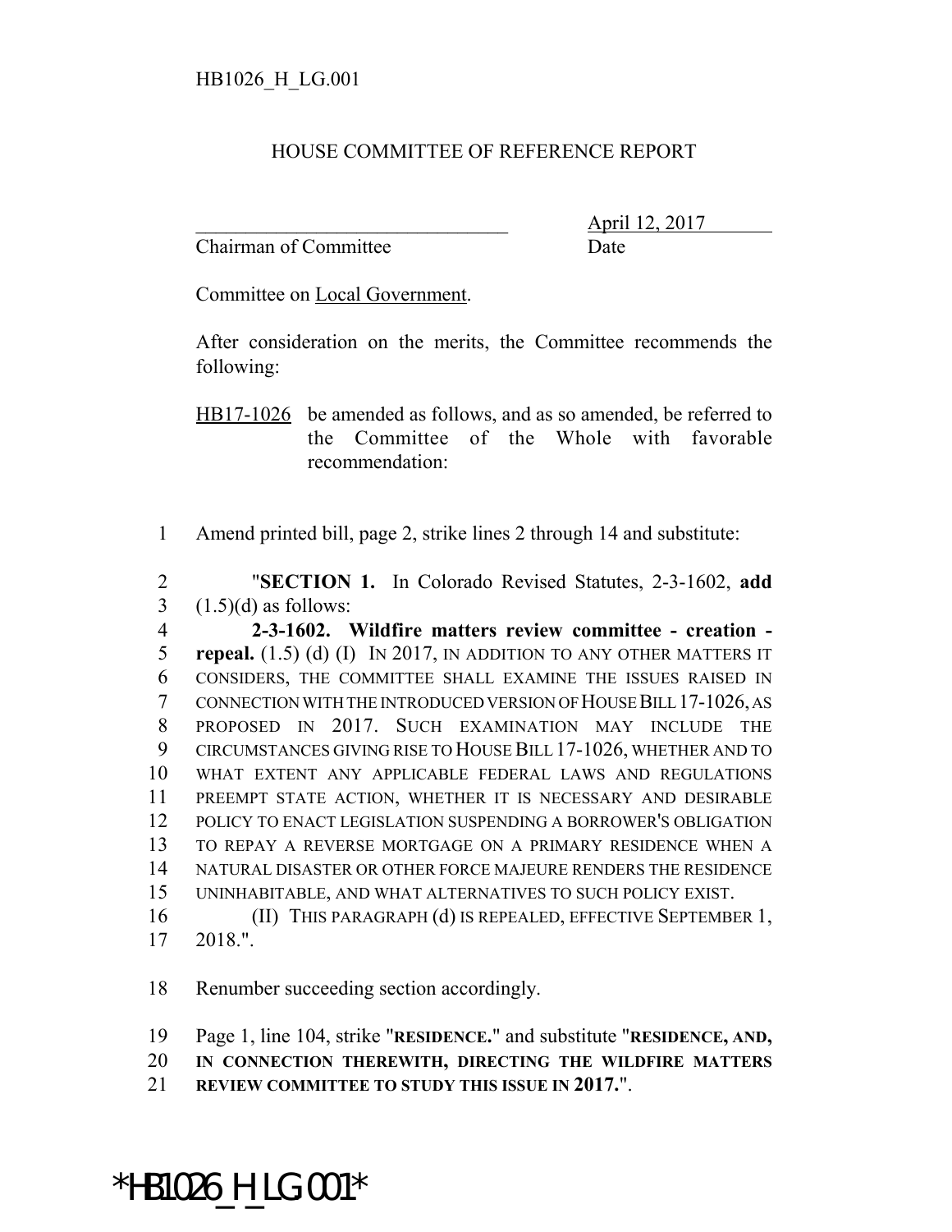HB1026_H_LG.001

# HOUSE COMMITTEE OF REFERENCE REPORT

_______________________________ April 12, 2017

Chairman of Committee Date

Committee on Local Government.

After consideration on the merits, the Committee recommends the following:

HB17-1026 be amended as follows, and as so amended, be referred to the Committee of the Whole with favorable recommendation:

1 Amend printed bill, page 2, strike lines 2 through 14 and substitute:

2 "**SECTION 1.** In Colorado Revised Statutes, 2-3-1602, **add**
3 (1.5)(d) as follows:
4 **2-3-1602. Wildfire matters review committee - creation -**
5 **repeal.** (1.5) (d) (I) IN 2017, IN ADDITION TO ANY OTHER MATTERS IT
6 CONSIDERS, THE COMMITTEE SHALL EXAMINE THE ISSUES RAISED IN
7 CONNECTION WITH THE INTRODUCED VERSION OF HOUSE BILL 17-1026, AS
8 PROPOSED IN 2017. SUCH EXAMINATION MAY INCLUDE THE
9 CIRCUMSTANCES GIVING RISE TO HOUSE BILL 17-1026, WHETHER AND TO
10 WHAT EXTENT ANY APPLICABLE FEDERAL LAWS AND REGULATIONS
11 PREEMPT STATE ACTION, WHETHER IT IS NECESSARY AND DESIRABLE
12 POLICY TO ENACT LEGISLATION SUSPENDING A BORROWER'S OBLIGATION
13 TO REPAY A REVERSE MORTGAGE ON A PRIMARY RESIDENCE WHEN A
14 NATURAL DISASTER OR OTHER FORCE MAJEURE RENDERS THE RESIDENCE
15 UNINHABITABLE, AND WHAT ALTERNATIVES TO SUCH POLICY EXIST.
16 (II) THIS PARAGRAPH (d) IS REPEALED, EFFECTIVE SEPTEMBER 1,
17 2018.".

18 Renumber succeeding section accordingly.

19 Page 1, line 104, strike "**RESIDENCE.**" and substitute "**RESIDENCE, AND,**
20 **IN CONNECTION THEREWITH, DIRECTING THE WILDFIRE MATTERS**
21 **REVIEW COMMITTEE TO STUDY THIS ISSUE IN 2017.**".

*HB1026_H_LG.001*